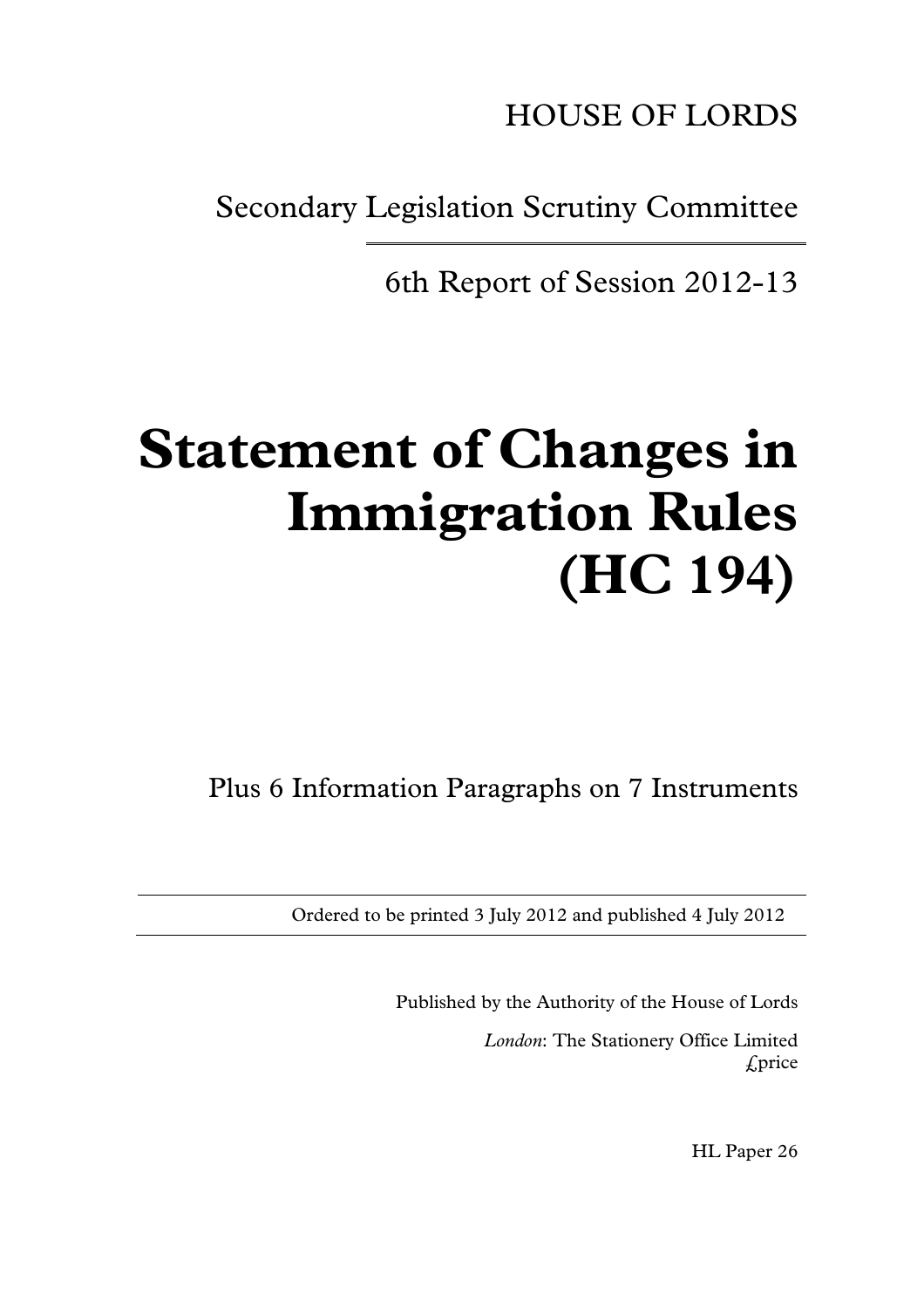HOUSE OF LORDS

Secondary Legislation Scrutiny Committee

6th Report of Session 2012-13

# Statement of Changes in Immigration Rules (HC 194)

Plus 6 Information Paragraphs on 7 Instruments

Ordered to be printed 3 July 2012 and published 4 July 2012

Published by the Authority of the House of Lords

*London*: The Stationery Office Limited
£price

HL Paper 26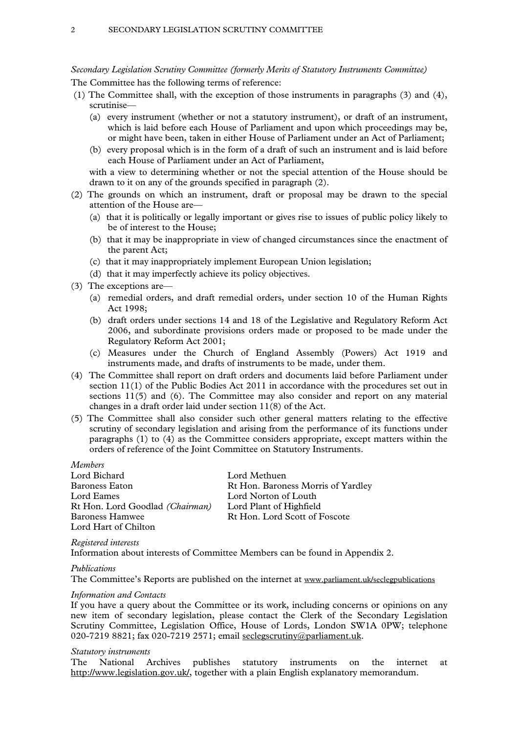*Secondary Legislation Scrutiny Committee (formerly Merits of Statutory Instruments Committee)*

The Committee has the following terms of reference:

(1) The Committee shall, with the exception of those instruments in paragraphs (3) and (4), scrutinise—

  (a) every instrument (whether or not a statutory instrument), or draft of an instrument, which is laid before each House of Parliament and upon which proceedings may be, or might have been, taken in either House of Parliament under an Act of Parliament;

  (b) every proposal which is in the form of a draft of such an instrument and is laid before each House of Parliament under an Act of Parliament,

with a view to determining whether or not the special attention of the House should be drawn to it on any of the grounds specified in paragraph (2).

(2) The grounds on which an instrument, draft or proposal may be drawn to the special attention of the House are—

  (a) that it is politically or legally important or gives rise to issues of public policy likely to be of interest to the House;

  (b) that it may be inappropriate in view of changed circumstances since the enactment of the parent Act;

  (c) that it may inappropriately implement European Union legislation;

  (d) that it may imperfectly achieve its policy objectives.

(3) The exceptions are—

  (a) remedial orders, and draft remedial orders, under section 10 of the Human Rights Act 1998;

  (b) draft orders under sections 14 and 18 of the Legislative and Regulatory Reform Act 2006, and subordinate provisions orders made or proposed to be made under the Regulatory Reform Act 2001;

  (c) Measures under the Church of England Assembly (Powers) Act 1919 and instruments made, and drafts of instruments to be made, under them.

(4) The Committee shall report on draft orders and documents laid before Parliament under section 11(1) of the Public Bodies Act 2011 in accordance with the procedures set out in sections 11(5) and (6). The Committee may also consider and report on any material changes in a draft order laid under section 11(8) of the Act.

(5) The Committee shall also consider such other general matters relating to the effective scrutiny of secondary legislation and arising from the performance of its functions under paragraphs (1) to (4) as the Committee considers appropriate, except matters within the orders of reference of the Joint Committee on Statutory Instruments.

*Members*

Lord Bichard
Baroness Eaton
Lord Eames
Rt Hon. Lord Goodlad *(Chairman)*
Baroness Hamwee
Lord Hart of Chilton
Lord Methuen
Rt Hon. Baroness Morris of Yardley
Lord Norton of Louth
Lord Plant of Highfield
Rt Hon. Lord Scott of Foscote

*Registered interests*

Information about interests of Committee Members can be found in Appendix 2.

*Publications*

The Committee's Reports are published on the internet at www.parliament.uk/seclegpublications

*Information and Contacts*

If you have a query about the Committee or its work, including concerns or opinions on any new item of secondary legislation, please contact the Clerk of the Secondary Legislation Scrutiny Committee, Legislation Office, House of Lords, London SW1A 0PW; telephone 020-7219 8821; fax 020-7219 2571; email seclegscrutiny@parliament.uk.

*Statutory instruments*

The National Archives publishes statutory instruments on the internet at http://www.legislation.gov.uk/, together with a plain English explanatory memorandum.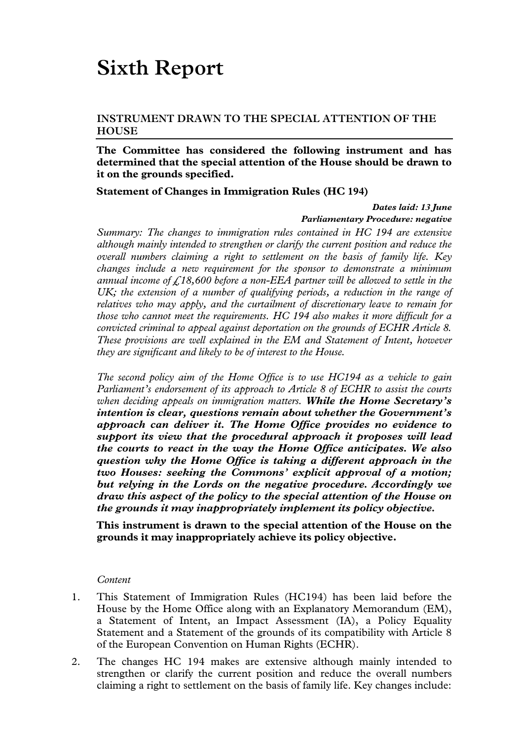# Sixth Report

## INSTRUMENT DRAWN TO THE SPECIAL ATTENTION OF THE HOUSE

**The Committee has considered the following instrument and has determined that the special attention of the House should be drawn to it on the grounds specified.**

**Statement of Changes in Immigration Rules (HC 194)**

***Dates laid: 13 June***
***Parliamentary Procedure: negative***

*Summary: The changes to immigration rules contained in HC 194 are extensive although mainly intended to strengthen or clarify the current position and reduce the overall numbers claiming a right to settlement on the basis of family life. Key changes include a new requirement for the sponsor to demonstrate a minimum annual income of £18,600 before a non-EEA partner will be allowed to settle in the UK; the extension of a number of qualifying periods, a reduction in the range of relatives who may apply, and the curtailment of discretionary leave to remain for those who cannot meet the requirements. HC 194 also makes it more difficult for a convicted criminal to appeal against deportation on the grounds of ECHR Article 8. These provisions are well explained in the EM and Statement of Intent, however they are significant and likely to be of interest to the House.*

*The second policy aim of the Home Office is to use HC194 as a vehicle to gain Parliament's endorsement of its approach to Article 8 of ECHR to assist the courts when deciding appeals on immigration matters.* ***While the Home Secretary's intention is clear, questions remain about whether the Government's approach can deliver it. The Home Office provides no evidence to support its view that the procedural approach it proposes will lead the courts to react in the way the Home Office anticipates. We also question why the Home Office is taking a different approach in the two Houses: seeking the Commons' explicit approval of a motion; but relying in the Lords on the negative procedure. Accordingly we draw this aspect of the policy to the special attention of the House on the grounds it may inappropriately implement its policy objective.***

**This instrument is drawn to the special attention of the House on the grounds it may inappropriately achieve its policy objective.**

*Content*

1. This Statement of Immigration Rules (HC194) has been laid before the House by the Home Office along with an Explanatory Memorandum (EM), a Statement of Intent, an Impact Assessment (IA), a Policy Equality Statement and a Statement of the grounds of its compatibility with Article 8 of the European Convention on Human Rights (ECHR).

2. The changes HC 194 makes are extensive although mainly intended to strengthen or clarify the current position and reduce the overall numbers claiming a right to settlement on the basis of family life. Key changes include: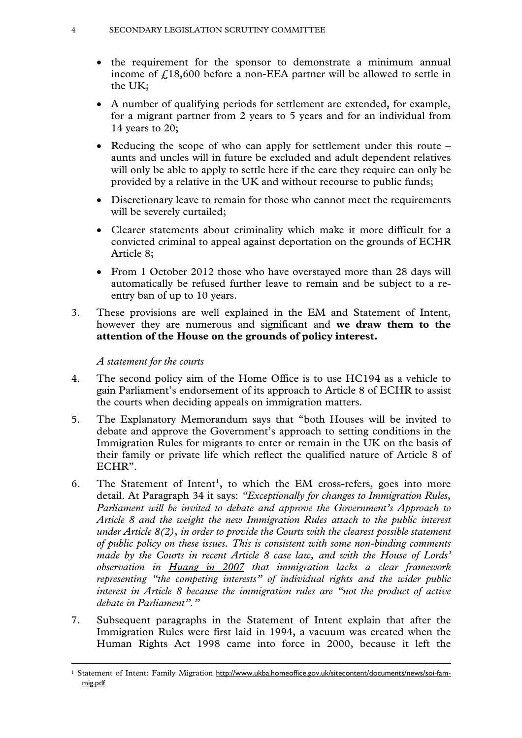- the requirement for the sponsor to demonstrate a minimum annual income of £18,600 before a non-EEA partner will be allowed to settle in the UK;
- A number of qualifying periods for settlement are extended, for example, for a migrant partner from 2 years to 5 years and for an individual from 14 years to 20;
- Reducing the scope of who can apply for settlement under this route – aunts and uncles will in future be excluded and adult dependent relatives will only be able to apply to settle here if the care they require can only be provided by a relative in the UK and without recourse to public funds;
- Discretionary leave to remain for those who cannot meet the requirements will be severely curtailed;
- Clearer statements about criminality which make it more difficult for a convicted criminal to appeal against deportation on the grounds of ECHR Article 8;
- From 1 October 2012 those who have overstayed more than 28 days will automatically be refused further leave to remain and be subject to a re-entry ban of up to 10 years.

3. These provisions are well explained in the EM and Statement of Intent, however they are numerous and significant and **we draw them to the attention of the House on the grounds of policy interest.**

*A statement for the courts*

4. The second policy aim of the Home Office is to use HC194 as a vehicle to gain Parliament's endorsement of its approach to Article 8 of ECHR to assist the courts when deciding appeals on immigration matters.

5. The Explanatory Memorandum says that "both Houses will be invited to debate and approve the Government's approach to setting conditions in the Immigration Rules for migrants to enter or remain in the UK on the basis of their family or private life which reflect the qualified nature of Article 8 of ECHR".

6. The Statement of Intent[1], to which the EM cross-refers, goes into more detail. At Paragraph 34 it says: *"Exceptionally for changes to Immigration Rules, Parliament will be invited to debate and approve the Government's Approach to Article 8 and the weight the new Immigration Rules attach to the public interest under Article 8(2), in order to provide the Courts with the clearest possible statement of public policy on these issues. This is consistent with some non-binding comments made by the Courts in recent Article 8 case law, and with the House of Lords' observation in Huang in 2007 that immigration lacks a clear framework representing "the competing interests" of individual rights and the wider public interest in Article 8 because the immigration rules are "not the product of active debate in Parliament"."*

7. Subsequent paragraphs in the Statement of Intent explain that after the Immigration Rules were first laid in 1994, a vacuum was created when the Human Rights Act 1998 came into force in 2000, because it left the

[1] Statement of Intent: Family Migration http://www.ukba.homeoffice.gov.uk/sitecontent/documents/news/soi-fam-mig.pdf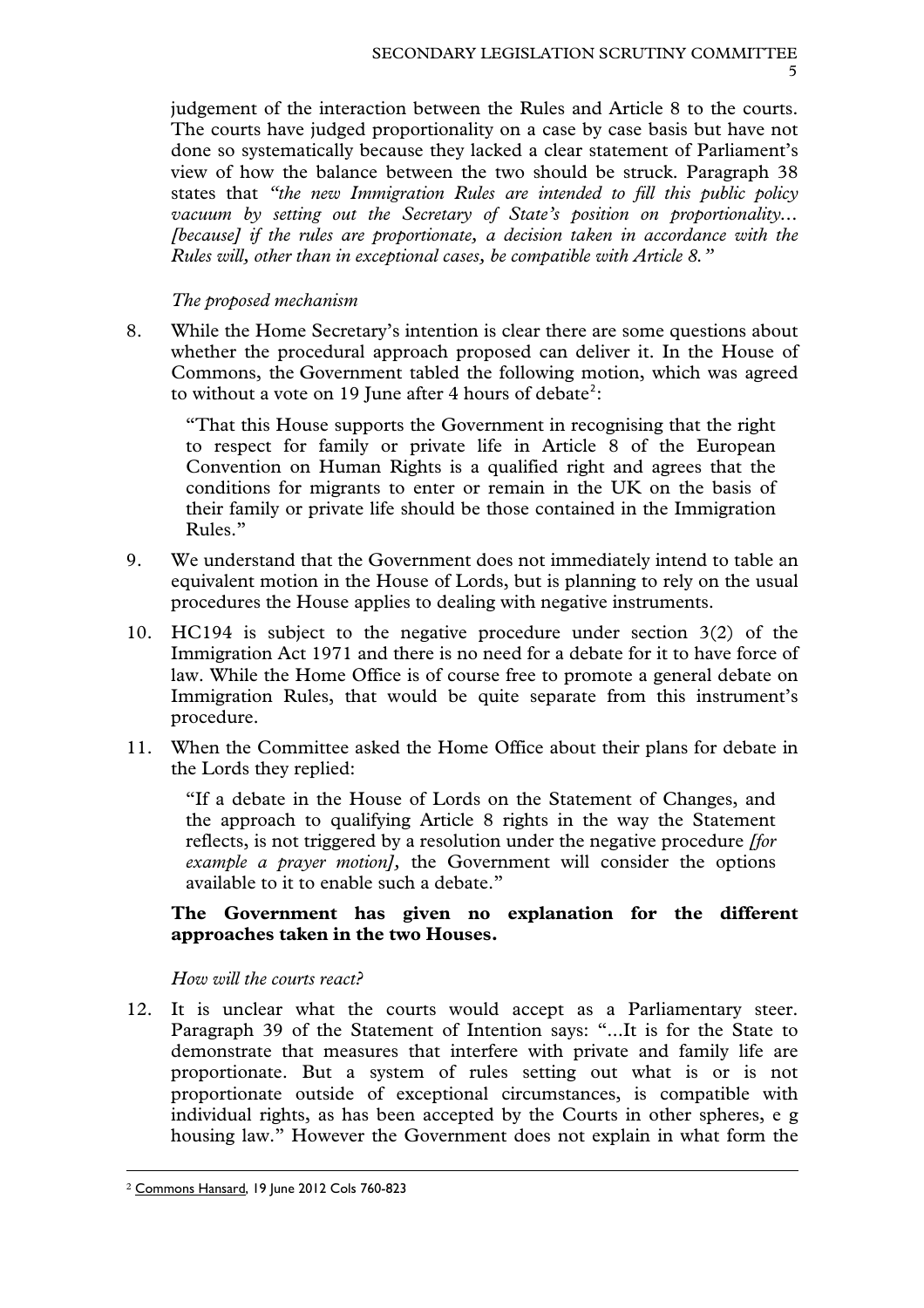judgement of the interaction between the Rules and Article 8 to the courts. The courts have judged proportionality on a case by case basis but have not done so systematically because they lacked a clear statement of Parliament's view of how the balance between the two should be struck. Paragraph 38 states that *"the new Immigration Rules are intended to fill this public policy vacuum by setting out the Secretary of State's position on proportionality… [because] if the rules are proportionate, a decision taken in accordance with the Rules will, other than in exceptional cases, be compatible with Article 8."*

*The proposed mechanism*

8. While the Home Secretary's intention is clear there are some questions about whether the procedural approach proposed can deliver it. In the House of Commons, the Government tabled the following motion, which was agreed to without a vote on 19 June after 4 hours of debate[2]:

 "That this House supports the Government in recognising that the right to respect for family or private life in Article 8 of the European Convention on Human Rights is a qualified right and agrees that the conditions for migrants to enter or remain in the UK on the basis of their family or private life should be those contained in the Immigration Rules."

9. We understand that the Government does not immediately intend to table an equivalent motion in the House of Lords, but is planning to rely on the usual procedures the House applies to dealing with negative instruments.

10. HC194 is subject to the negative procedure under section 3(2) of the Immigration Act 1971 and there is no need for a debate for it to have force of law. While the Home Office is of course free to promote a general debate on Immigration Rules, that would be quite separate from this instrument's procedure.

11. When the Committee asked the Home Office about their plans for debate in the Lords they replied:

 "If a debate in the House of Lords on the Statement of Changes, and the approach to qualifying Article 8 rights in the way the Statement reflects, is not triggered by a resolution under the negative procedure *[for example a prayer motion]*, the Government will consider the options available to it to enable such a debate."

 **The Government has given no explanation for the different approaches taken in the two Houses.**

*How will the courts react?*

12. It is unclear what the courts would accept as a Parliamentary steer. Paragraph 39 of the Statement of Intention says: "...It is for the State to demonstrate that measures that interfere with private and family life are proportionate. But a system of rules setting out what is or is not proportionate outside of exceptional circumstances, is compatible with individual rights, as has been accepted by the Courts in other spheres, e g housing law." However the Government does not explain in what form the

[2] Commons Hansard, 19 June 2012 Cols 760-823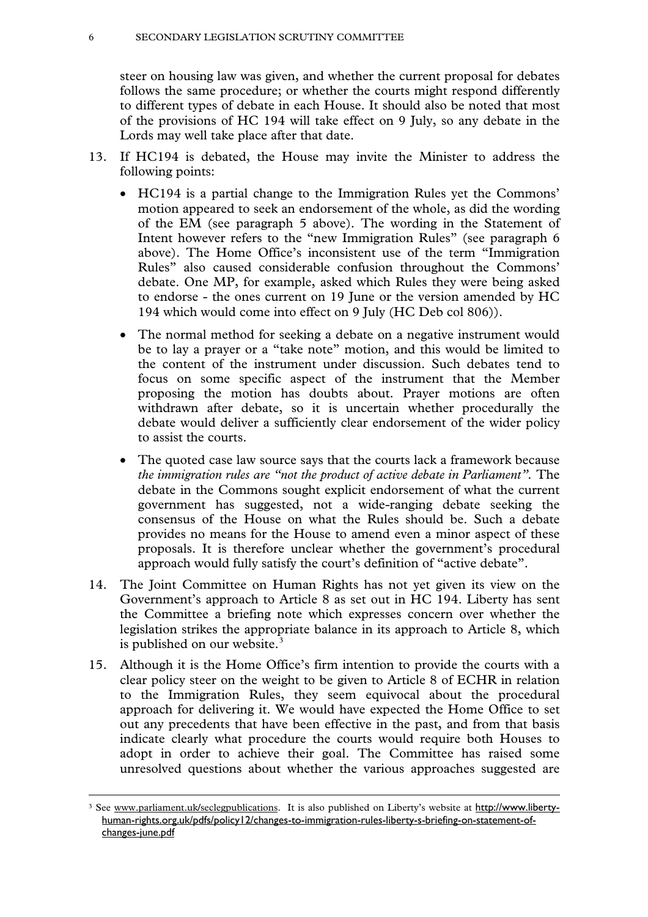steer on housing law was given, and whether the current proposal for debates follows the same procedure; or whether the courts might respond differently to different types of debate in each House. It should also be noted that most of the provisions of HC 194 will take effect on 9 July, so any debate in the Lords may well take place after that date.

13. If HC194 is debated, the House may invite the Minister to address the following points:

    - HC194 is a partial change to the Immigration Rules yet the Commons' motion appeared to seek an endorsement of the whole, as did the wording of the EM (see paragraph 5 above). The wording in the Statement of Intent however refers to the "new Immigration Rules" (see paragraph 6 above). The Home Office's inconsistent use of the term "Immigration Rules" also caused considerable confusion throughout the Commons' debate. One MP, for example, asked which Rules they were being asked to endorse - the ones current on 19 June or the version amended by HC 194 which would come into effect on 9 July (HC Deb col 806)).
    - The normal method for seeking a debate on a negative instrument would be to lay a prayer or a "take note" motion, and this would be limited to the content of the instrument under discussion. Such debates tend to focus on some specific aspect of the instrument that the Member proposing the motion has doubts about. Prayer motions are often withdrawn after debate, so it is uncertain whether procedurally the debate would deliver a sufficiently clear endorsement of the wider policy to assist the courts.
    - The quoted case law source says that the courts lack a framework because *the immigration rules are "not the product of active debate in Parliament"*. The debate in the Commons sought explicit endorsement of what the current government has suggested, not a wide-ranging debate seeking the consensus of the House on what the Rules should be. Such a debate provides no means for the House to amend even a minor aspect of these proposals. It is therefore unclear whether the government's procedural approach would fully satisfy the court's definition of "active debate".

14. The Joint Committee on Human Rights has not yet given its view on the Government's approach to Article 8 as set out in HC 194. Liberty has sent the Committee a briefing note which expresses concern over whether the legislation strikes the appropriate balance in its approach to Article 8, which is published on our website.[3]

15. Although it is the Home Office's firm intention to provide the courts with a clear policy steer on the weight to be given to Article 8 of ECHR in relation to the Immigration Rules, they seem equivocal about the procedural approach for delivering it. We would have expected the Home Office to set out any precedents that have been effective in the past, and from that basis indicate clearly what procedure the courts would require both Houses to adopt in order to achieve their goal. The Committee has raised some unresolved questions about whether the various approaches suggested are

---

[3] See www.parliament.uk/seclegpublications. It is also published on Liberty's website at http://www.liberty-human-rights.org.uk/pdfs/policy12/changes-to-immigration-rules-liberty-s-briefing-on-statement-of-changes-june.pdf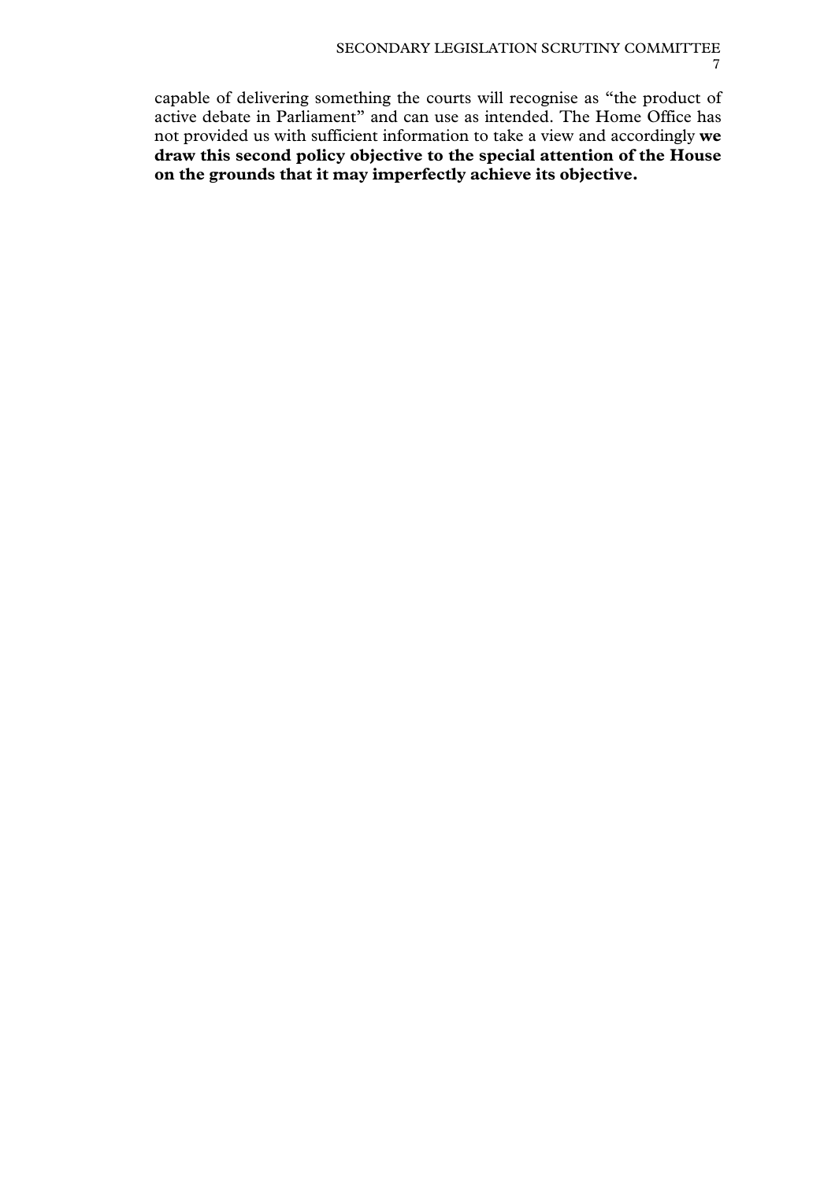capable of delivering something the courts will recognise as "the product of active debate in Parliament" and can use as intended. The Home Office has not provided us with sufficient information to take a view and accordingly **we draw this second policy objective to the special attention of the House on the grounds that it may imperfectly achieve its objective.**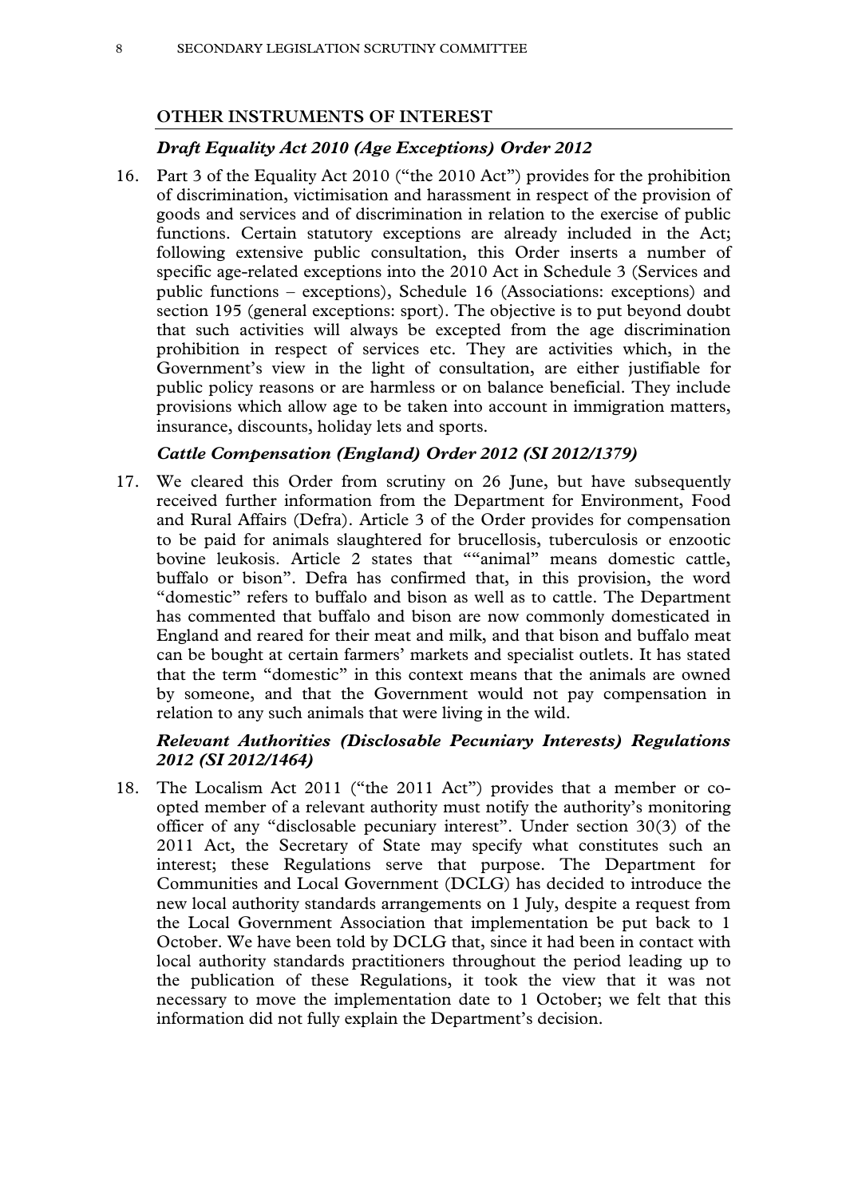## OTHER INSTRUMENTS OF INTEREST

### *Draft Equality Act 2010 (Age Exceptions) Order 2012*

16. Part 3 of the Equality Act 2010 ("the 2010 Act") provides for the prohibition of discrimination, victimisation and harassment in respect of the provision of goods and services and of discrimination in relation to the exercise of public functions. Certain statutory exceptions are already included in the Act; following extensive public consultation, this Order inserts a number of specific age-related exceptions into the 2010 Act in Schedule 3 (Services and public functions – exceptions), Schedule 16 (Associations: exceptions) and section 195 (general exceptions: sport). The objective is to put beyond doubt that such activities will always be excepted from the age discrimination prohibition in respect of services etc. They are activities which, in the Government's view in the light of consultation, are either justifiable for public policy reasons or are harmless or on balance beneficial. They include provisions which allow age to be taken into account in immigration matters, insurance, discounts, holiday lets and sports.

### *Cattle Compensation (England) Order 2012 (SI 2012/1379)*

17. We cleared this Order from scrutiny on 26 June, but have subsequently received further information from the Department for Environment, Food and Rural Affairs (Defra). Article 3 of the Order provides for compensation to be paid for animals slaughtered for brucellosis, tuberculosis or enzootic bovine leukosis. Article 2 states that ""animal" means domestic cattle, buffalo or bison". Defra has confirmed that, in this provision, the word "domestic" refers to buffalo and bison as well as to cattle. The Department has commented that buffalo and bison are now commonly domesticated in England and reared for their meat and milk, and that bison and buffalo meat can be bought at certain farmers' markets and specialist outlets. It has stated that the term "domestic" in this context means that the animals are owned by someone, and that the Government would not pay compensation in relation to any such animals that were living in the wild.

### *Relevant Authorities (Disclosable Pecuniary Interests) Regulations 2012 (SI 2012/1464)*

18. The Localism Act 2011 ("the 2011 Act") provides that a member or co-opted member of a relevant authority must notify the authority's monitoring officer of any "disclosable pecuniary interest". Under section 30(3) of the 2011 Act, the Secretary of State may specify what constitutes such an interest; these Regulations serve that purpose. The Department for Communities and Local Government (DCLG) has decided to introduce the new local authority standards arrangements on 1 July, despite a request from the Local Government Association that implementation be put back to 1 October. We have been told by DCLG that, since it had been in contact with local authority standards practitioners throughout the period leading up to the publication of these Regulations, it took the view that it was not necessary to move the implementation date to 1 October; we felt that this information did not fully explain the Department's decision.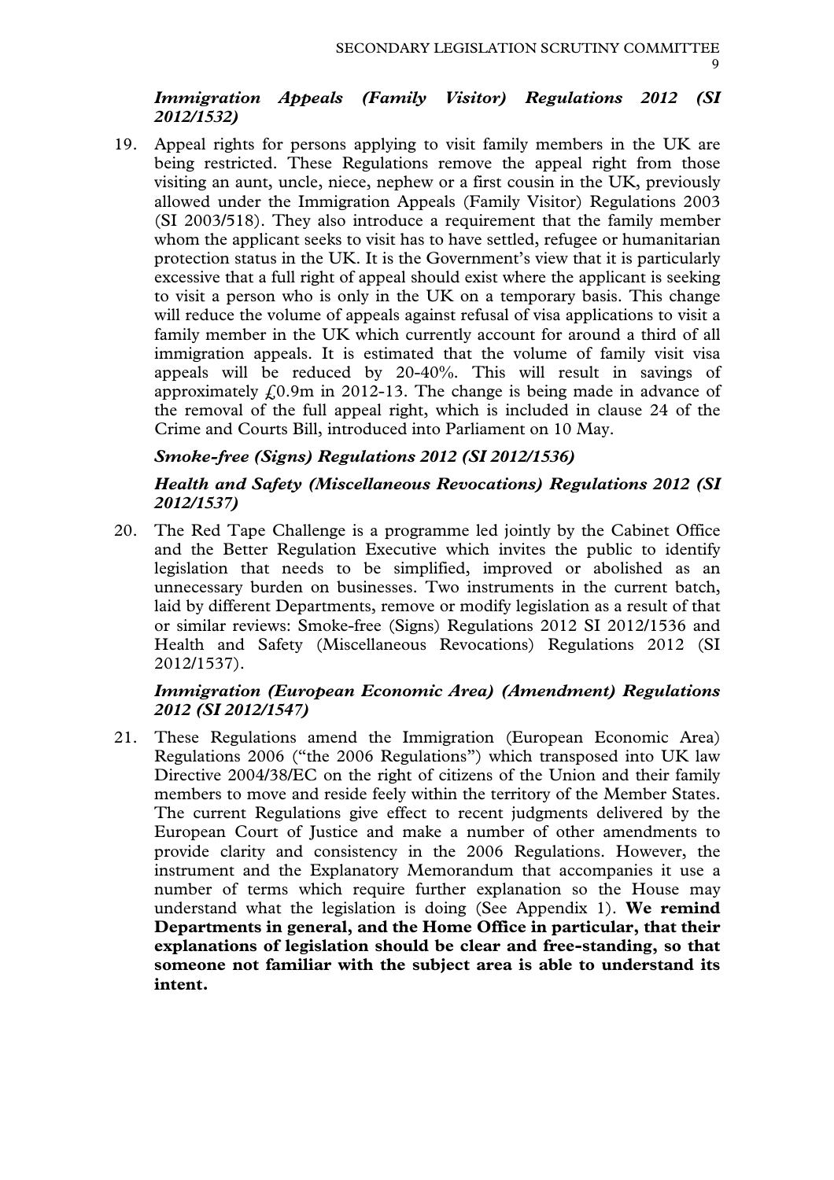### *Immigration Appeals (Family Visitor) Regulations 2012 (SI 2012/1532)*

19. Appeal rights for persons applying to visit family members in the UK are being restricted. These Regulations remove the appeal right from those visiting an aunt, uncle, niece, nephew or a first cousin in the UK, previously allowed under the Immigration Appeals (Family Visitor) Regulations 2003 (SI 2003/518). They also introduce a requirement that the family member whom the applicant seeks to visit has to have settled, refugee or humanitarian protection status in the UK. It is the Government's view that it is particularly excessive that a full right of appeal should exist where the applicant is seeking to visit a person who is only in the UK on a temporary basis. This change will reduce the volume of appeals against refusal of visa applications to visit a family member in the UK which currently account for around a third of all immigration appeals. It is estimated that the volume of family visit visa appeals will be reduced by 20-40%. This will result in savings of approximately £0.9m in 2012-13. The change is being made in advance of the removal of the full appeal right, which is included in clause 24 of the Crime and Courts Bill, introduced into Parliament on 10 May.

### *Smoke-free (Signs) Regulations 2012 (SI 2012/1536)*

### *Health and Safety (Miscellaneous Revocations) Regulations 2012 (SI 2012/1537)*

20. The Red Tape Challenge is a programme led jointly by the Cabinet Office and the Better Regulation Executive which invites the public to identify legislation that needs to be simplified, improved or abolished as an unnecessary burden on businesses. Two instruments in the current batch, laid by different Departments, remove or modify legislation as a result of that or similar reviews: Smoke-free (Signs) Regulations 2012 SI 2012/1536 and Health and Safety (Miscellaneous Revocations) Regulations 2012 (SI 2012/1537).

### *Immigration (European Economic Area) (Amendment) Regulations 2012 (SI 2012/1547)*

21. These Regulations amend the Immigration (European Economic Area) Regulations 2006 ("the 2006 Regulations") which transposed into UK law Directive 2004/38/EC on the right of citizens of the Union and their family members to move and reside feely within the territory of the Member States. The current Regulations give effect to recent judgments delivered by the European Court of Justice and make a number of other amendments to provide clarity and consistency in the 2006 Regulations. However, the instrument and the Explanatory Memorandum that accompanies it use a number of terms which require further explanation so the House may understand what the legislation is doing (See Appendix 1). **We remind Departments in general, and the Home Office in particular, that their explanations of legislation should be clear and free-standing, so that someone not familiar with the subject area is able to understand its intent.**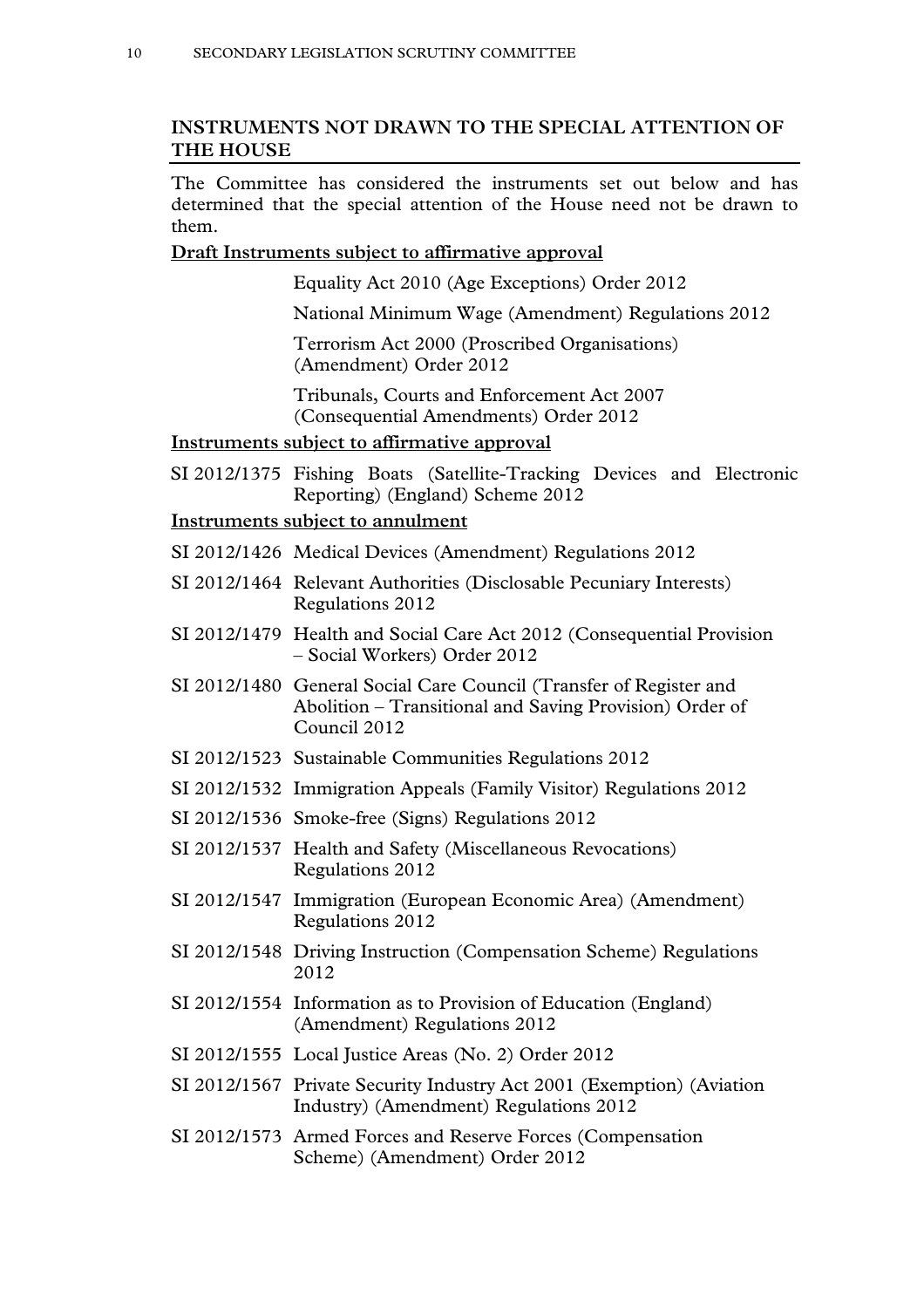## INSTRUMENTS NOT DRAWN TO THE SPECIAL ATTENTION OF THE HOUSE

The Committee has considered the instruments set out below and has determined that the special attention of the House need not be drawn to them.

**Draft Instruments subject to affirmative approval**

Equality Act 2010 (Age Exceptions) Order 2012

National Minimum Wage (Amendment) Regulations 2012

Terrorism Act 2000 (Proscribed Organisations) (Amendment) Order 2012

Tribunals, Courts and Enforcement Act 2007 (Consequential Amendments) Order 2012

**Instruments subject to affirmative approval**

SI 2012/1375 Fishing Boats (Satellite-Tracking Devices and Electronic Reporting) (England) Scheme 2012

**Instruments subject to annulment**

SI 2012/1426 Medical Devices (Amendment) Regulations 2012

SI 2012/1464 Relevant Authorities (Disclosable Pecuniary Interests) Regulations 2012

SI 2012/1479 Health and Social Care Act 2012 (Consequential Provision – Social Workers) Order 2012

SI 2012/1480 General Social Care Council (Transfer of Register and Abolition – Transitional and Saving Provision) Order of Council 2012

SI 2012/1523 Sustainable Communities Regulations 2012

SI 2012/1532 Immigration Appeals (Family Visitor) Regulations 2012

SI 2012/1536 Smoke-free (Signs) Regulations 2012

SI 2012/1537 Health and Safety (Miscellaneous Revocations) Regulations 2012

SI 2012/1547 Immigration (European Economic Area) (Amendment) Regulations 2012

SI 2012/1548 Driving Instruction (Compensation Scheme) Regulations 2012

SI 2012/1554 Information as to Provision of Education (England) (Amendment) Regulations 2012

SI 2012/1555 Local Justice Areas (No. 2) Order 2012

SI 2012/1567 Private Security Industry Act 2001 (Exemption) (Aviation Industry) (Amendment) Regulations 2012

SI 2012/1573 Armed Forces and Reserve Forces (Compensation Scheme) (Amendment) Order 2012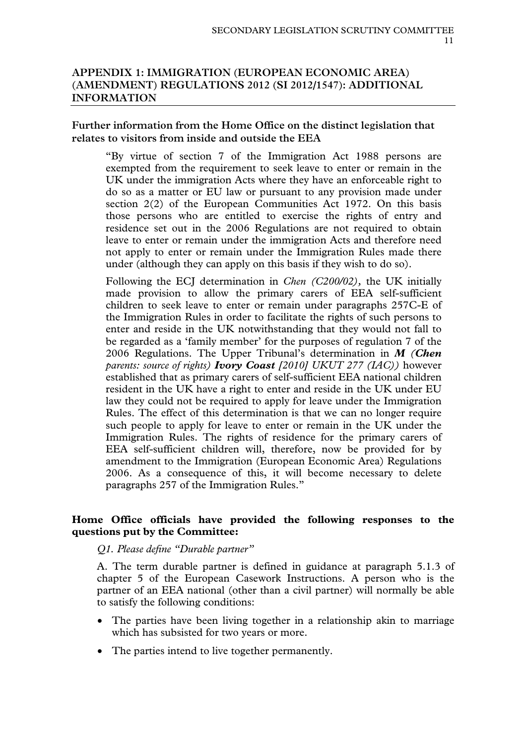## APPENDIX 1: IMMIGRATION (EUROPEAN ECONOMIC AREA) (AMENDMENT) REGULATIONS 2012 (SI 2012/1547): ADDITIONAL INFORMATION

### Further information from the Home Office on the distinct legislation that relates to visitors from inside and outside the EEA

> "By virtue of section 7 of the Immigration Act 1988 persons are exempted from the requirement to seek leave to enter or remain in the UK under the immigration Acts where they have an enforceable right to do so as a matter or EU law or pursuant to any provision made under section 2(2) of the European Communities Act 1972. On this basis those persons who are entitled to exercise the rights of entry and residence set out in the 2006 Regulations are not required to obtain leave to enter or remain under the immigration Acts and therefore need not apply to enter or remain under the Immigration Rules made there under (although they can apply on this basis if they wish to do so).
>
> Following the ECJ determination in *Chen (C200/02)*, the UK initially made provision to allow the primary carers of EEA self-sufficient children to seek leave to enter or remain under paragraphs 257C-E of the Immigration Rules in order to facilitate the rights of such persons to enter and reside in the UK notwithstanding that they would not fall to be regarded as a 'family member' for the purposes of regulation 7 of the 2006 Regulations. The Upper Tribunal's determination in ***M (Chen** parents: source of rights)* ***Ivory Coast** [2010] UKUT 277 (IAC))* however established that as primary carers of self-sufficient EEA national children resident in the UK have a right to enter and reside in the UK under EU law they could not be required to apply for leave under the Immigration Rules. The effect of this determination is that we can no longer require such people to apply for leave to enter or remain in the UK under the Immigration Rules. The rights of residence for the primary carers of EEA self-sufficient children will, therefore, now be provided for by amendment to the Immigration (European Economic Area) Regulations 2006. As a consequence of this, it will become necessary to delete paragraphs 257 of the Immigration Rules."

### Home Office officials have provided the following responses to the questions put by the Committee:

*Q1. Please define "Durable partner"*

A. The term durable partner is defined in guidance at paragraph 5.1.3 of chapter 5 of the European Casework Instructions. A person who is the partner of an EEA national (other than a civil partner) will normally be able to satisfy the following conditions:

- The parties have been living together in a relationship akin to marriage which has subsisted for two years or more.
- The parties intend to live together permanently.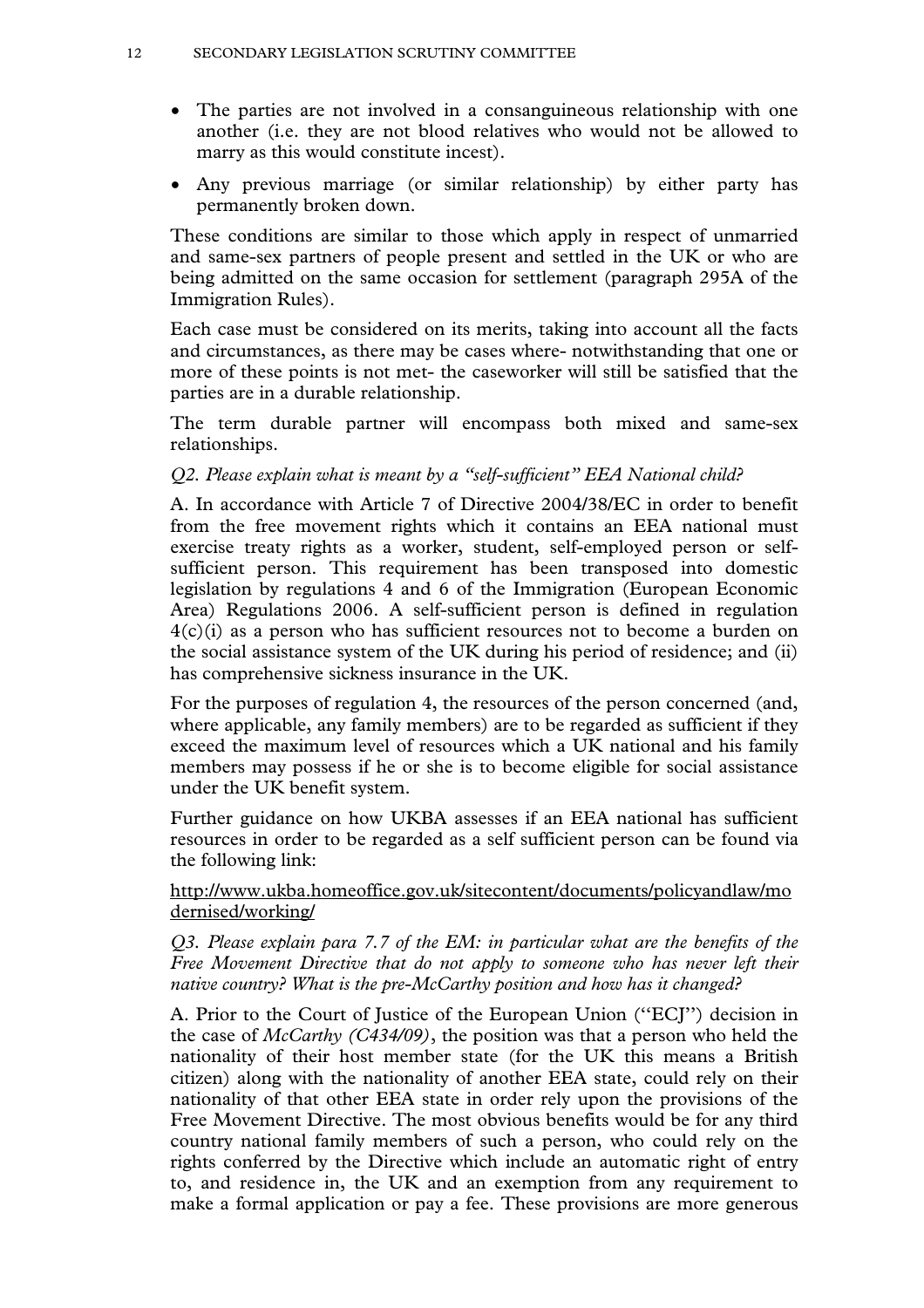- The parties are not involved in a consanguineous relationship with one another (i.e. they are not blood relatives who would not be allowed to marry as this would constitute incest).
- Any previous marriage (or similar relationship) by either party has permanently broken down.

These conditions are similar to those which apply in respect of unmarried and same-sex partners of people present and settled in the UK or who are being admitted on the same occasion for settlement (paragraph 295A of the Immigration Rules).

Each case must be considered on its merits, taking into account all the facts and circumstances, as there may be cases where- notwithstanding that one or more of these points is not met- the caseworker will still be satisfied that the parties are in a durable relationship.

The term durable partner will encompass both mixed and same-sex relationships.

*Q2. Please explain what is meant by a "self-sufficient" EEA National child?*

A. In accordance with Article 7 of Directive 2004/38/EC in order to benefit from the free movement rights which it contains an EEA national must exercise treaty rights as a worker, student, self-employed person or self-sufficient person. This requirement has been transposed into domestic legislation by regulations 4 and 6 of the Immigration (European Economic Area) Regulations 2006. A self-sufficient person is defined in regulation 4(c)(i) as a person who has sufficient resources not to become a burden on the social assistance system of the UK during his period of residence; and (ii) has comprehensive sickness insurance in the UK.

For the purposes of regulation 4, the resources of the person concerned (and, where applicable, any family members) are to be regarded as sufficient if they exceed the maximum level of resources which a UK national and his family members may possess if he or she is to become eligible for social assistance under the UK benefit system.

Further guidance on how UKBA assesses if an EEA national has sufficient resources in order to be regarded as a self sufficient person can be found via the following link:

http://www.ukba.homeoffice.gov.uk/sitecontent/documents/policyandlaw/modernised/working/

*Q3. Please explain para 7.7 of the EM: in particular what are the benefits of the Free Movement Directive that do not apply to someone who has never left their native country? What is the pre-McCarthy position and how has it changed?*

A. Prior to the Court of Justice of the European Union ("ECJ") decision in the case of *McCarthy (C434/09)*, the position was that a person who held the nationality of their host member state (for the UK this means a British citizen) along with the nationality of another EEA state, could rely on their nationality of that other EEA state in order rely upon the provisions of the Free Movement Directive. The most obvious benefits would be for any third country national family members of such a person, who could rely on the rights conferred by the Directive which include an automatic right of entry to, and residence in, the UK and an exemption from any requirement to make a formal application or pay a fee. These provisions are more generous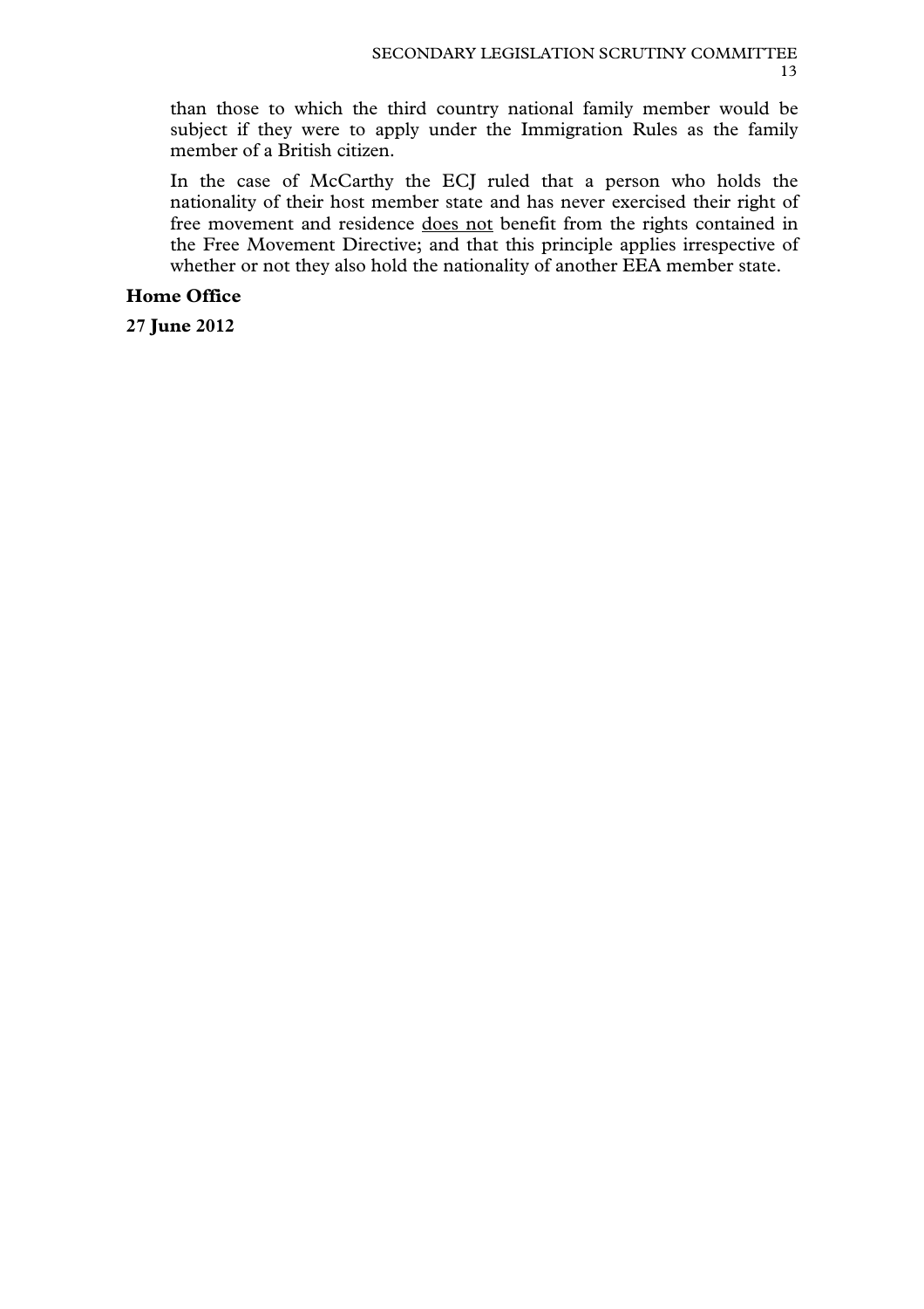than those to which the third country national family member would be subject if they were to apply under the Immigration Rules as the family member of a British citizen.

In the case of McCarthy the ECJ ruled that a person who holds the nationality of their host member state and has never exercised their right of free movement and residence <u>does not</u> benefit from the rights contained in the Free Movement Directive; and that this principle applies irrespective of whether or not they also hold the nationality of another EEA member state.

**Home Office**

**27 June 2012**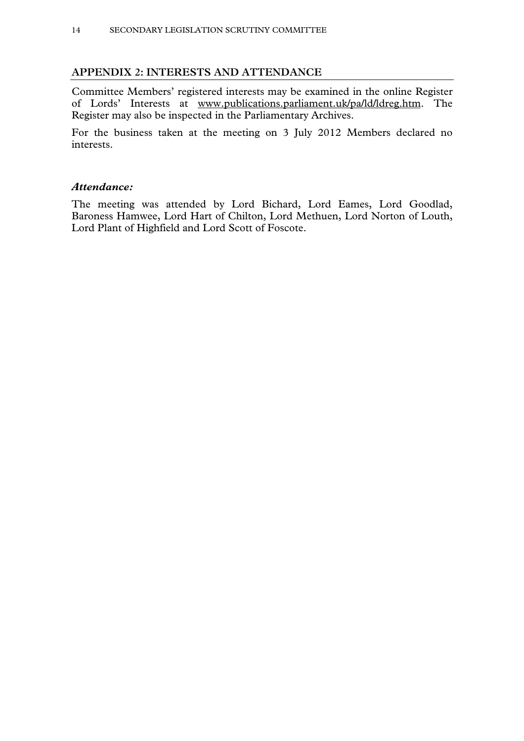## APPENDIX 2: INTERESTS AND ATTENDANCE

Committee Members' registered interests may be examined in the online Register of Lords' Interests at www.publications.parliament.uk/pa/ld/ldreg.htm. The Register may also be inspected in the Parliamentary Archives.

For the business taken at the meeting on 3 July 2012 Members declared no interests.

### *Attendance:*

The meeting was attended by Lord Bichard, Lord Eames, Lord Goodlad, Baroness Hamwee, Lord Hart of Chilton, Lord Methuen, Lord Norton of Louth, Lord Plant of Highfield and Lord Scott of Foscote.